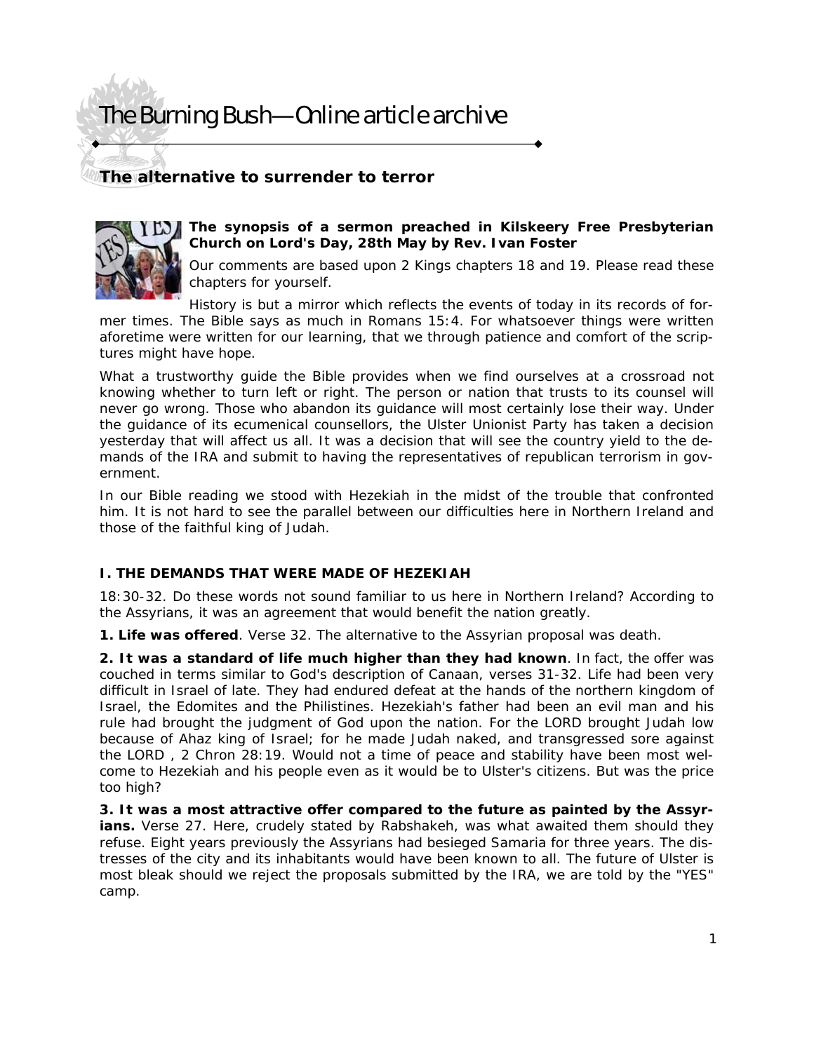# The Burning Bush—Online article archive

## The alternative to surrender to terror

**The synopsis of a sermon preached in Kilskeery Free Presbyterian Church on Lord's Day, 28th May by Rev. Ivan Foster**

Our comments are based upon 2 Kings chapters 18 and 19. Please read these chapters for yourself.

History is but a mirror which reflects the events of today in its records of former times. The Bible says as much in Romans 15:4. For whatsoever things were written aforetime were written for our learning, that we through patience and comfort of the scriptures might have hope.

What a trustworthy guide the Bible provides when we find ourselves at a crossroad not knowing whether to turn left or right. The person or nation that trusts to its counsel will never go wrong. Those who abandon its guidance will most certainly lose their way. Under the guidance of its ecumenical counsellors, the Ulster Unionist Party has taken a decision yesterday that will affect us all. It was a decision that will see the country yield to the demands of the IRA and submit to having the representatives of republican terrorism in government.

In our Bible reading we stood with Hezekiah in the midst of the trouble that confronted him. It is not hard to see the parallel between our difficulties here in Northern Ireland and those of the faithful king of Judah.

### I. THE DEMANDS THAT WERE MADE OF HEZEKIAH

18:30-32. Do these words not sound familiar to us here in Northern Ireland? According to the Assyrians, it was an agreement that would benefit the nation greatly.

**1. Life was offered**. Verse 32. The alternative to the Assyrian proposal was death.

**2. It was a standard of life much higher than they had known**. In fact, the offer was couched in terms similar to God's description of Canaan, verses 31-32. Life had been very difficult in Israel of late. They had endured defeat at the hands of the northern kingdom of Israel, the Edomites and the Philistines. Hezekiah's father had been an evil man and his rule had brought the judgment of God upon the nation. For the LORD brought Judah low because of Ahaz king of Israel; for he made Judah naked, and transgressed sore against the LORD , 2 Chron 28:19. Would not a time of peace and stability have been most welcome to Hezekiah and his people even as it would be to Ulster's citizens. But was the price too high?

**3. It was a most attractive offer compared to the future as painted by the Assyrians.** Verse 27. Here, crudely stated by Rabshakeh, was what awaited them should they refuse. Eight years previously the Assyrians had besieged Samaria for three years. The distresses of the city and its inhabitants would have been known to all. The future of Ulster is most bleak should we reject the proposals submitted by the IRA, we are told by the "YES" camp.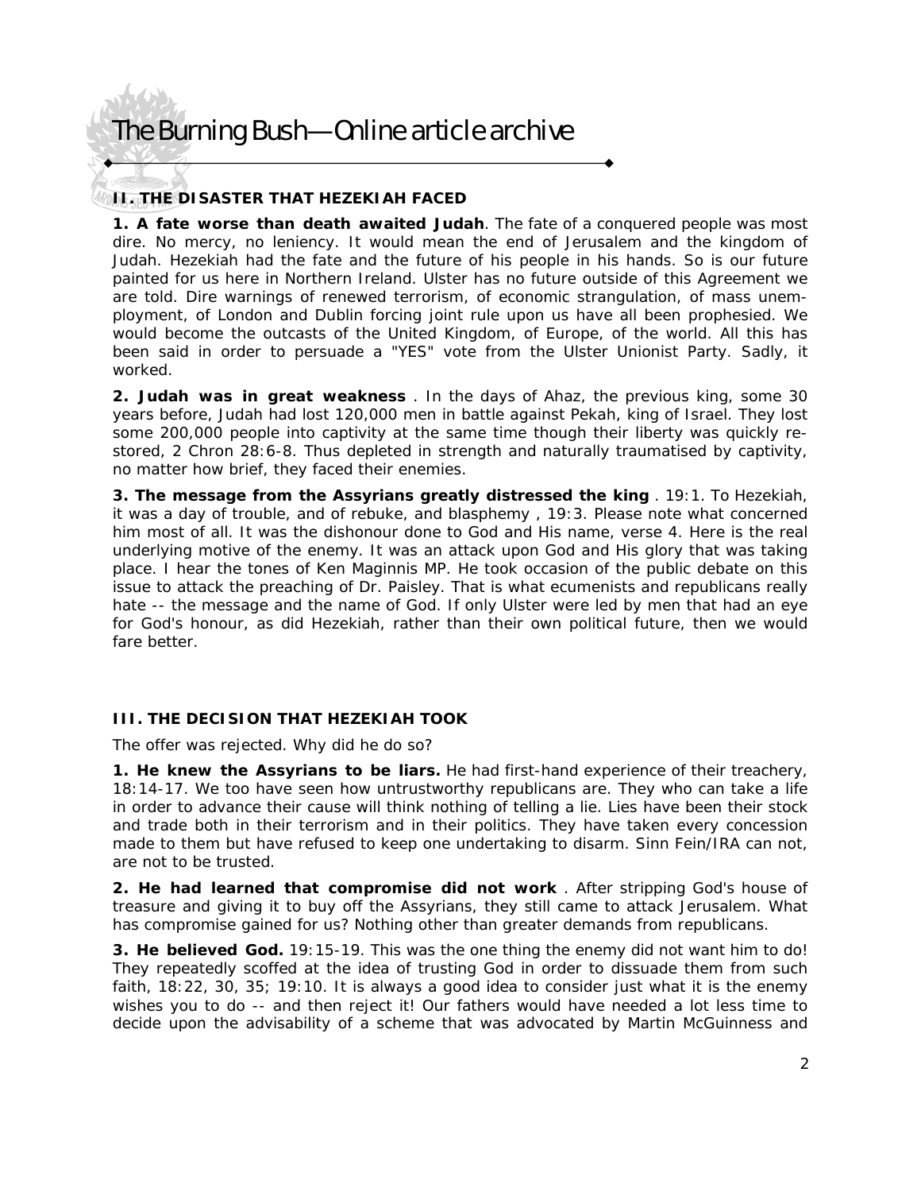## II. THE DISASTER THAT HEZEKIAH FACED

**1. A fate worse than death awaited Judah**. The fate of a conquered people was most dire. No mercy, no leniency. It would mean the end of Jerusalem and the kingdom of Judah. Hezekiah had the fate and the future of his people in his hands. So is our future painted for us here in Northern Ireland. Ulster has no future outside of this Agreement we are told. Dire warnings of renewed terrorism, of economic strangulation, of mass unemployment, of London and Dublin forcing joint rule upon us have all been prophesied. We would become the outcasts of the United Kingdom, of Europe, of the world. All this has been said in order to persuade a "YES" vote from the Ulster Unionist Party. Sadly, it worked.

**2. Judah was in great weakness** . In the days of Ahaz, the previous king, some 30 years before, Judah had lost 120,000 men in battle against Pekah, king of Israel. They lost some 200,000 people into captivity at the same time though their liberty was quickly restored, 2 Chron 28:6-8. Thus depleted in strength and naturally traumatised by captivity, no matter how brief, they faced their enemies.

**3. The message from the Assyrians greatly distressed the king** . 19:1. To Hezekiah, it was a day of trouble, and of rebuke, and blasphemy , 19:3. Please note what concerned him most of all. It was the dishonour done to God and His name, verse 4. Here is the real underlying motive of the enemy. It was an attack upon God and His glory that was taking place. I hear the tones of Ken Maginnis MP. He took occasion of the public debate on this issue to attack the preaching of Dr. Paisley. That is what ecumenists and republicans really hate -- the message and the name of God. If only Ulster were led by men that had an eye for God's honour, as did Hezekiah, rather than their own political future, then we would fare better.

## III. THE DECISION THAT HEZEKIAH TOOK

The offer was rejected. Why did he do so?

**1. He knew the Assyrians to be liars.** He had first-hand experience of their treachery, 18:14-17. We too have seen how untrustworthy republicans are. They who can take a life in order to advance their cause will think nothing of telling a lie. Lies have been their stock and trade both in their terrorism and in their politics. They have taken every concession made to them but have refused to keep one undertaking to disarm. Sinn Fein/IRA can not, are not to be trusted.

**2. He had learned that compromise did not work** . After stripping God's house of treasure and giving it to buy off the Assyrians, they still came to attack Jerusalem. What has compromise gained for us? Nothing other than greater demands from republicans.

**3. He believed God.** 19:15-19. This was the one thing the enemy did not want him to do! They repeatedly scoffed at the idea of trusting God in order to dissuade them from such faith, 18:22, 30, 35; 19:10. It is always a good idea to consider just what it is the enemy wishes you to do -- and then reject it! Our fathers would have needed a lot less time to decide upon the advisability of a scheme that was advocated by Martin McGuinness and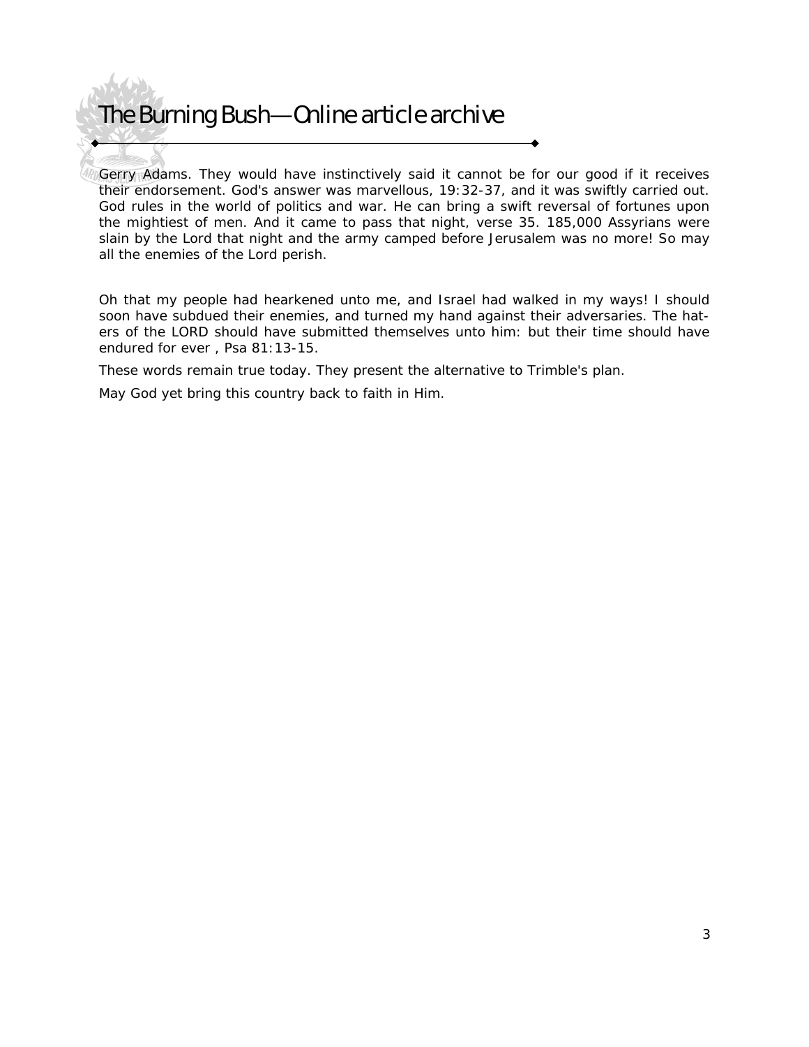Gerry Adams. They would have instinctively said it cannot be for our good if it receives their endorsement. God's answer was marvellous, 19:32-37, and it was swiftly carried out. God rules in the world of politics and war. He can bring a swift reversal of fortunes upon the mightiest of men. And it came to pass that night, verse 35. 185,000 Assyrians were slain by the Lord that night and the army camped before Jerusalem was no more! So may all the enemies of the Lord perish.

Oh that my people had hearkened unto me, and Israel had walked in my ways! I should soon have subdued their enemies, and turned my hand against their adversaries. The haters of the LORD should have submitted themselves unto him: but their time should have endured for ever , Psa 81:13-15.

These words remain true today. They present the alternative to Trimble's plan.

May God yet bring this country back to faith in Him.